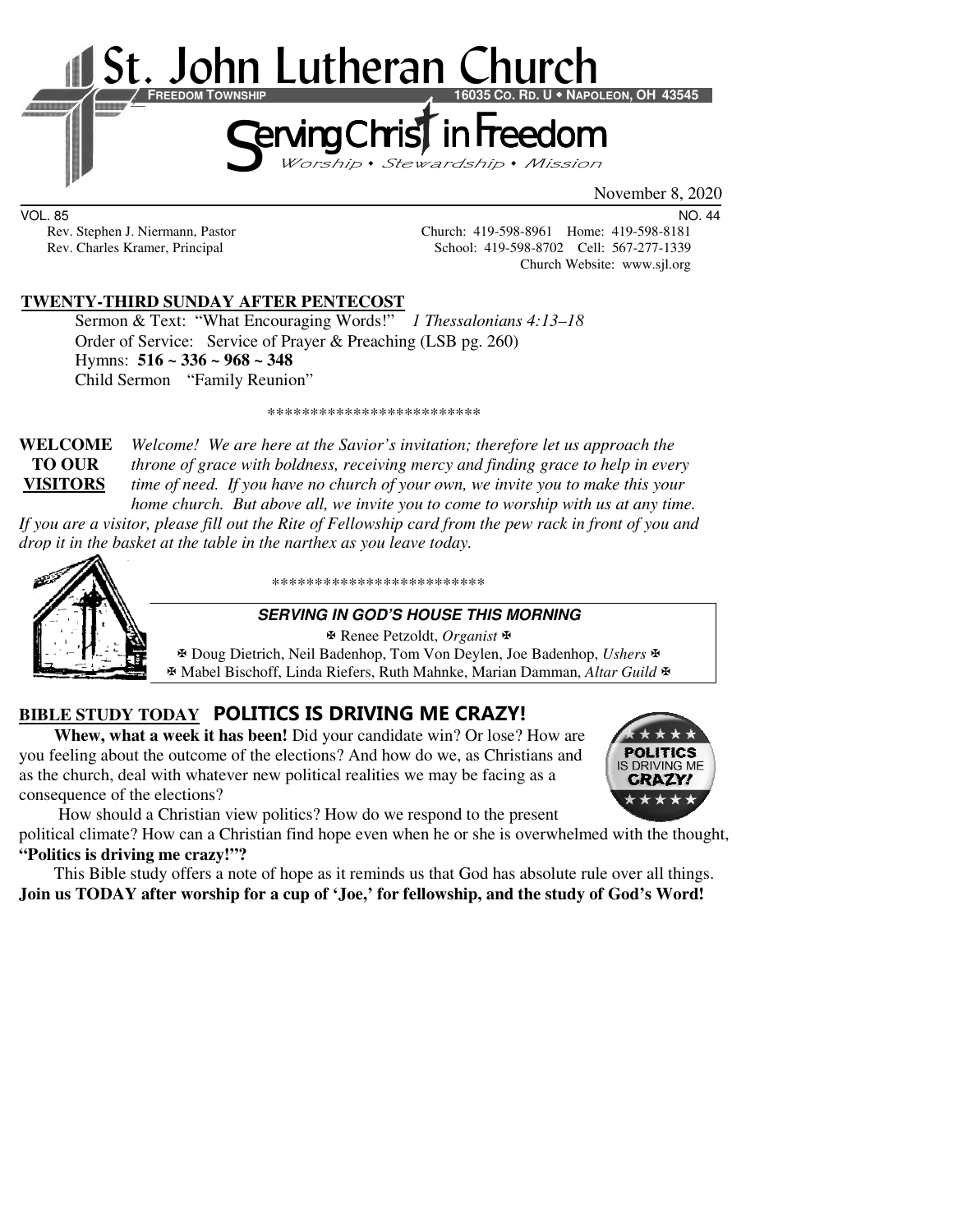# St. John Lutheran Church

**FREEDOM TOWNSHIP** 16035 CO. RD. U • NAPOLEON, OH 43545

## Serving Christ in Freedom

*Worship • Stewardship • Mission*

November 8, 2020

VOL. 85 NO. 44

Rev. Stephen J. Niermann, Pastor — Church: 419-598-8961 Home: 419-598-8181
Rev. Charles Kramer, Principal — School: 419-598-8702 Cell: 567-277-1339
Church Website: www.sjl.org

**TWENTY-THIRD SUNDAY AFTER PENTECOST**

Sermon & Text: "What Encouraging Words!" *1 Thessalonians 4:13–18*
Order of Service: Service of Prayer & Preaching (LSB pg. 260)
Hymns: **516 ~ 336 ~ 968 ~ 348**
Child Sermon "Family Reunion"

*************************

**WELCOME TO OUR VISITORS** *Welcome! We are here at the Savior's invitation; therefore let us approach the throne of grace with boldness, receiving mercy and finding grace to help in every time of need. If you have no church of your own, we invite you to make this your home church. But above all, we invite you to come to worship with us at any time. If you are a visitor, please fill out the Rite of Fellowship card from the pew rack in front of you and drop it in the basket at the table in the narthex as you leave today.*

*************************

**SERVING IN GOD'S HOUSE THIS MORNING**

✠ Renee Petzoldt, *Organist* ✠
✠ Doug Dietrich, Neil Badenhop, Tom Von Deylen, Joe Badenhop, *Ushers* ✠
✠ Mabel Bischoff, Linda Riefers, Ruth Mahnke, Marian Damman, *Altar Guild* ✠

**BIBLE STUDY TODAY** **POLITICS IS DRIVING ME CRAZY!**

**Whew, what a week it has been!** Did your candidate win? Or lose? How are you feeling about the outcome of the elections? And how do we, as Christians and as the church, deal with whatever new political realities we may be facing as a consequence of the elections?

How should a Christian view politics? How do we respond to the present political climate? How can a Christian find hope even when he or she is overwhelmed with the thought, **"Politics is driving me crazy!"?**

This Bible study offers a note of hope as it reminds us that God has absolute rule over all things. **Join us TODAY after worship for a cup of 'Joe,' for fellowship, and the study of God's Word!**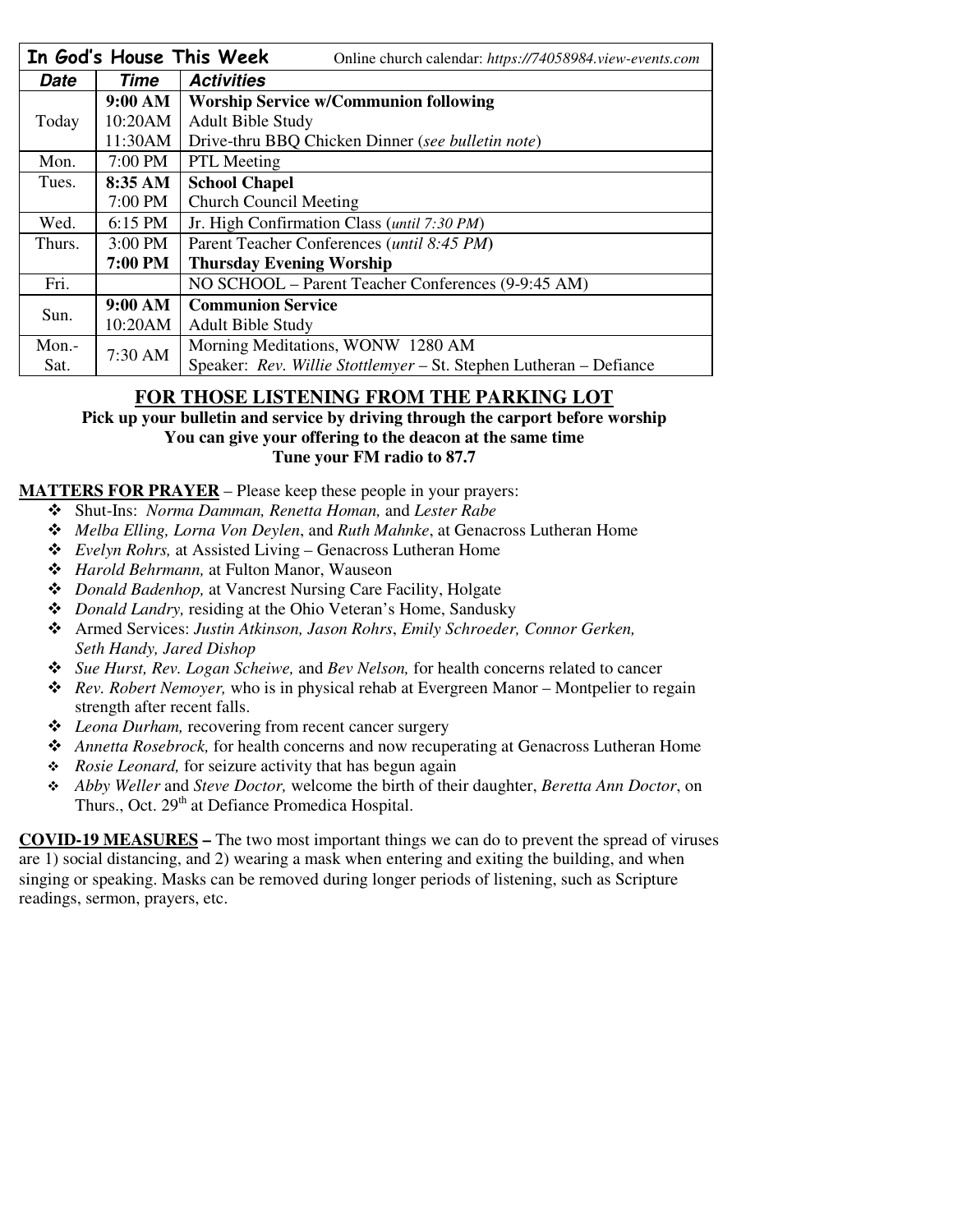| **In God's House This Week** | | Online church calendar: *https://74058984.view-events.com* |
|---|---|---|
| ***Date*** | ***Time*** | ***Activities*** |
| Today | **9:00 AM** | **Worship Service w/Communion following** |
| | 10:20AM | Adult Bible Study |
| | 11:30AM | Drive-thru BBQ Chicken Dinner (*see bulletin note*) |
| Mon. | 7:00 PM | PTL Meeting |
| Tues. | **8:35 AM** | **School Chapel** |
| | 7:00 PM | Church Council Meeting |
| Wed. | 6:15 PM | Jr. High Confirmation Class (*until 7:30 PM*) |
| Thurs. | 3:00 PM | Parent Teacher Conferences (*until 8:45 PM*) |
| | **7:00 PM** | **Thursday Evening Worship** |
| Fri. | | NO SCHOOL – Parent Teacher Conferences (9-9:45 AM) |
| Sun. | **9:00 AM** | **Communion Service** |
| | 10:20AM | Adult Bible Study |
| Mon.-Sat. | 7:30 AM | Morning Meditations, WONW 1280 AM<br>Speaker: *Rev. Willie Stottlemyer* – St. Stephen Lutheran – Defiance |

## FOR THOSE LISTENING FROM THE PARKING LOT

**Pick up your bulletin and service by driving through the carport before worship**
**You can give your offering to the deacon at the same time**
**Tune your FM radio to 87.7**

**MATTERS FOR PRAYER** – Please keep these people in your prayers:

- Shut-Ins: *Norma Damman, Renetta Homan,* and *Lester Rabe*
- *Melba Elling, Lorna Von Deylen*, and *Ruth Mahnke*, at Genacross Lutheran Home
- *Evelyn Rohrs,* at Assisted Living – Genacross Lutheran Home
- *Harold Behrmann,* at Fulton Manor, Wauseon
- *Donald Badenhop,* at Vancrest Nursing Care Facility, Holgate
- *Donald Landry,* residing at the Ohio Veteran's Home, Sandusky
- Armed Services: *Justin Atkinson, Jason Rohrs*, *Emily Schroeder, Connor Gerken, Seth Handy, Jared Dishop*
- *Sue Hurst, Rev. Logan Scheiwe,* and *Bev Nelson,* for health concerns related to cancer
- *Rev. Robert Nemoyer,* who is in physical rehab at Evergreen Manor – Montpelier to regain strength after recent falls.
- *Leona Durham,* recovering from recent cancer surgery
- *Annetta Rosebrock,* for health concerns and now recuperating at Genacross Lutheran Home
- *Rosie Leonard,* for seizure activity that has begun again
- *Abby Weller* and *Steve Doctor,* welcome the birth of their daughter, *Beretta Ann Doctor*, on Thurs., Oct. 29th at Defiance Promedica Hospital.

**COVID-19 MEASURES –** The two most important things we can do to prevent the spread of viruses are 1) social distancing, and 2) wearing a mask when entering and exiting the building, and when singing or speaking. Masks can be removed during longer periods of listening, such as Scripture readings, sermon, prayers, etc.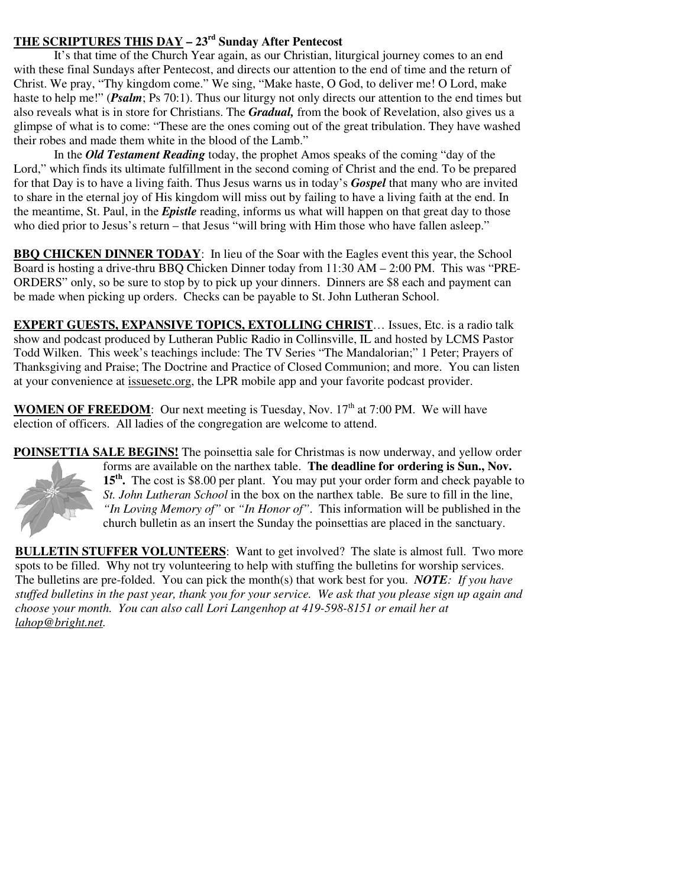**THE SCRIPTURES THIS DAY – 23rd Sunday After Pentecost**

It's that time of the Church Year again, as our Christian, liturgical journey comes to an end with these final Sundays after Pentecost, and directs our attention to the end of time and the return of Christ. We pray, "Thy kingdom come." We sing, "Make haste, O God, to deliver me! O Lord, make haste to help me!" (***Psalm***; Ps 70:1). Thus our liturgy not only directs our attention to the end times but also reveals what is in store for Christians. The ***Gradual,*** from the book of Revelation, also gives us a glimpse of what is to come: "These are the ones coming out of the great tribulation. They have washed their robes and made them white in the blood of the Lamb."

In the ***Old Testament Reading*** today, the prophet Amos speaks of the coming "day of the Lord," which finds its ultimate fulfillment in the second coming of Christ and the end. To be prepared for that Day is to have a living faith. Thus Jesus warns us in today's ***Gospel*** that many who are invited to share in the eternal joy of His kingdom will miss out by failing to have a living faith at the end. In the meantime, St. Paul, in the ***Epistle*** reading, informs us what will happen on that great day to those who died prior to Jesus's return – that Jesus "will bring with Him those who have fallen asleep."

**BBQ CHICKEN DINNER TODAY**: In lieu of the Soar with the Eagles event this year, the School Board is hosting a drive-thru BBQ Chicken Dinner today from 11:30 AM – 2:00 PM. This was "PRE-ORDERS" only, so be sure to stop by to pick up your dinners. Dinners are $8 each and payment can be made when picking up orders. Checks can be payable to St. John Lutheran School.

**EXPERT GUESTS, EXPANSIVE TOPICS, EXTOLLING CHRIST**… Issues, Etc. is a radio talk show and podcast produced by Lutheran Public Radio in Collinsville, IL and hosted by LCMS Pastor Todd Wilken. This week's teachings include: The TV Series "The Mandalorian;" 1 Peter; Prayers of Thanksgiving and Praise; The Doctrine and Practice of Closed Communion; and more. You can listen at your convenience at issuesetc.org, the LPR mobile app and your favorite podcast provider.

**WOMEN OF FREEDOM**: Our next meeting is Tuesday, Nov. 17th at 7:00 PM. We will have election of officers. All ladies of the congregation are welcome to attend.

**POINSETTIA SALE BEGINS!** The poinsettia sale for Christmas is now underway, and yellow order forms are available on the narthex table. **The deadline for ordering is Sun., Nov. 15th.** The cost is $8.00 per plant. You may put your order form and check payable to *St. John Lutheran School* in the box on the narthex table. Be sure to fill in the line, *"In Loving Memory of"* or *"In Honor of"*. This information will be published in the church bulletin as an insert the Sunday the poinsettias are placed in the sanctuary.

**BULLETIN STUFFER VOLUNTEERS**: Want to get involved? The slate is almost full. Two more spots to be filled. Why not try volunteering to help with stuffing the bulletins for worship services. The bulletins are pre-folded. You can pick the month(s) that work best for you. ***NOTE****: If you have stuffed bulletins in the past year, thank you for your service. We ask that you please sign up again and choose your month. You can also call Lori Langenhop at 419-598-8151 or email her at lahop@bright.net.*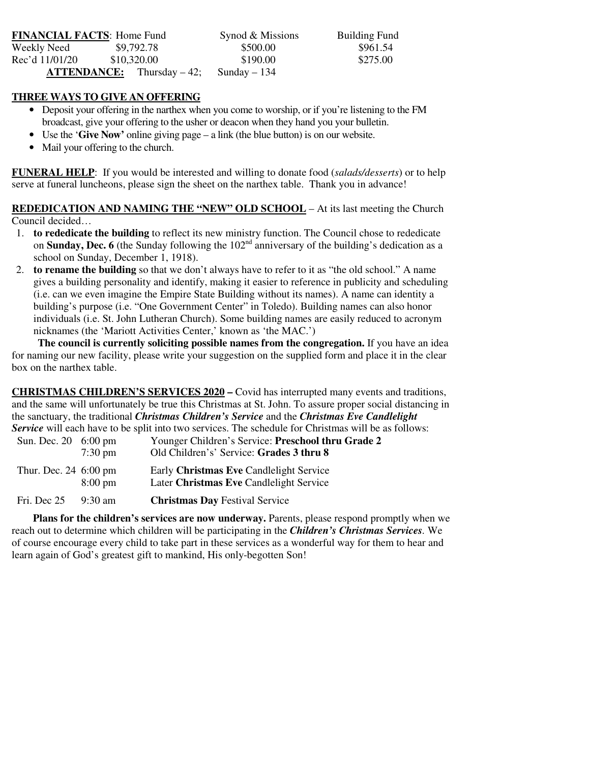**FINANCIAL FACTS**: 

| | Home Fund | Synod & Missions | Building Fund |
|---|---|---|---|
| Weekly Need | $9,792.78 | $500.00 | $961.54 |
| Rec'd 11/01/20 | $10,320.00 | $190.00 | $275.00 |

**ATTENDANCE:** Thursday – 42; Sunday – 134

**THREE WAYS TO GIVE AN OFFERING**

- Deposit your offering in the narthex when you come to worship, or if you're listening to the FM broadcast, give your offering to the usher or deacon when they hand you your bulletin.
- Use the '**Give Now'** online giving page – a link (the blue button) is on our website.
- Mail your offering to the church.

**FUNERAL HELP**: If you would be interested and willing to donate food (*salads/desserts*) or to help serve at funeral luncheons, please sign the sheet on the narthex table. Thank you in advance!

**REDEDICATION AND NAMING THE "NEW" OLD SCHOOL** – At its last meeting the Church Council decided…

1. **to rededicate the building** to reflect its new ministry function. The Council chose to rededicate on **Sunday, Dec. 6** (the Sunday following the 102nd anniversary of the building's dedication as a school on Sunday, December 1, 1918).
2. **to rename the building** so that we don't always have to refer to it as "the old school." A name gives a building personality and identify, making it easier to reference in publicity and scheduling (i.e. can we even imagine the Empire State Building without its names). A name can identity a building's purpose (i.e. "One Government Center" in Toledo). Building names can also honor individuals (i.e. St. John Lutheran Church). Some building names are easily reduced to acronym nicknames (the 'Mariott Activities Center,' known as 'the MAC.')

**The council is currently soliciting possible names from the congregation.** If you have an idea for naming our new facility, please write your suggestion on the supplied form and place it in the clear box on the narthex table.

**CHRISTMAS CHILDREN'S SERVICES 2020 –** Covid has interrupted many events and traditions, and the same will unfortunately be true this Christmas at St. John. To assure proper social distancing in the sanctuary, the traditional ***Christmas Children's Service*** and the ***Christmas Eve Candlelight Service*** will each have to be split into two services. The schedule for Christmas will be as follows:

| | | |
|---|---|---|
| Sun. Dec. 20 | 6:00 pm | Younger Children's Service: **Preschool thru Grade 2** |
| | 7:30 pm | Old Children's' Service: **Grades 3 thru 8** |
| Thur. Dec. 24 | 6:00 pm | Early **Christmas Eve** Candlelight Service |
| | 8:00 pm | Later **Christmas Eve** Candlelight Service |
| Fri. Dec 25 | 9:30 am | **Christmas Day** Festival Service |

**Plans for the children's services are now underway.** Parents, please respond promptly when we reach out to determine which children will be participating in the ***Children's Christmas Services***. We of course encourage every child to take part in these services as a wonderful way for them to hear and learn again of God's greatest gift to mankind, His only-begotten Son!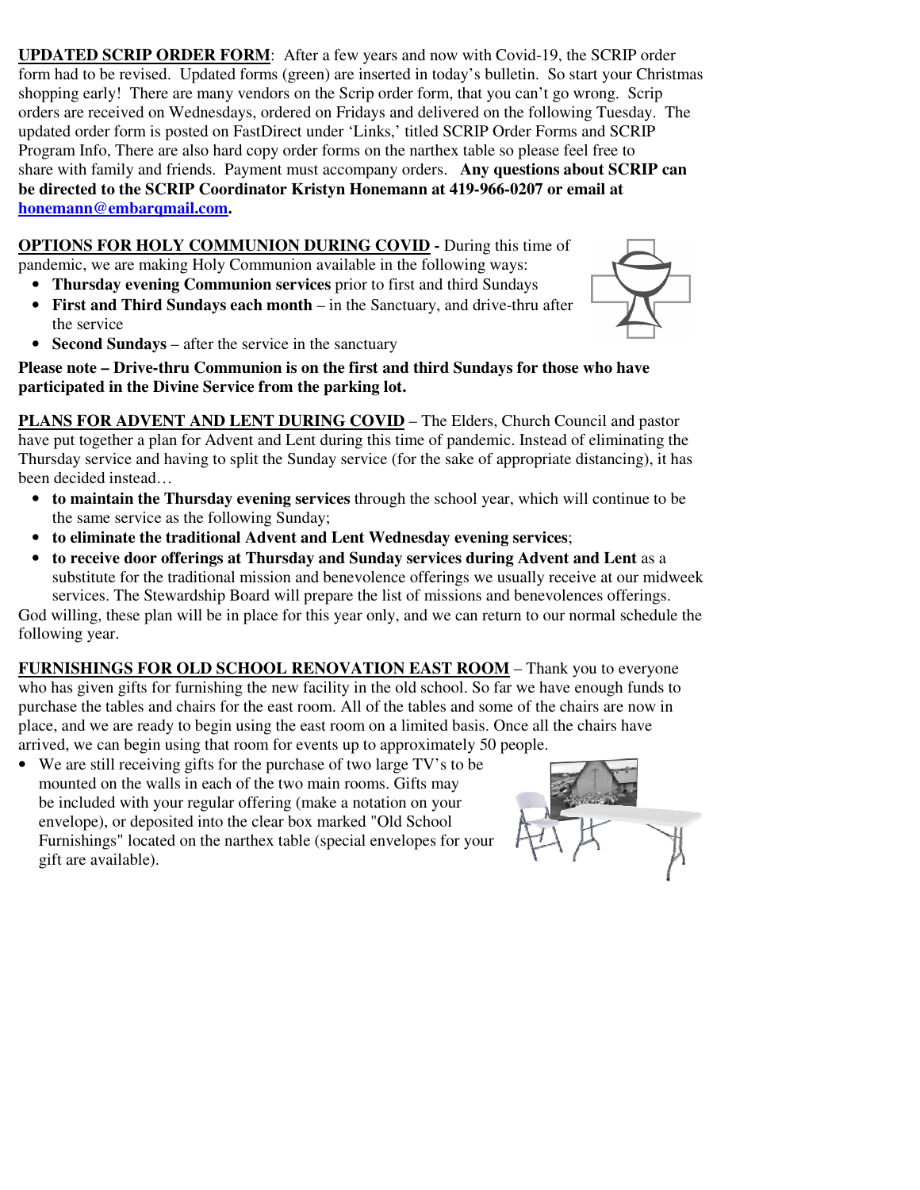**UPDATED SCRIP ORDER FORM**: After a few years and now with Covid-19, the SCRIP order form had to be revised. Updated forms (green) are inserted in today's bulletin. So start your Christmas shopping early! There are many vendors on the Scrip order form, that you can't go wrong. Scrip orders are received on Wednesdays, ordered on Fridays and delivered on the following Tuesday. The updated order form is posted on FastDirect under 'Links,' titled SCRIP Order Forms and SCRIP Program Info, There are also hard copy order forms on the narthex table so please feel free to share with family and friends. Payment must accompany orders. **Any questions about SCRIP can be directed to the SCRIP Coordinator Kristyn Honemann at 419-966-0207 or email at honemann@embarqmail.com.**

**OPTIONS FOR HOLY COMMUNION DURING COVID -** During this time of pandemic, we are making Holy Communion available in the following ways:

- **Thursday evening Communion services** prior to first and third Sundays
- **First and Third Sundays each month** – in the Sanctuary, and drive-thru after the service
- **Second Sundays** – after the service in the sanctuary

**Please note – Drive-thru Communion is on the first and third Sundays for those who have participated in the Divine Service from the parking lot.**

**PLANS FOR ADVENT AND LENT DURING COVID** – The Elders, Church Council and pastor have put together a plan for Advent and Lent during this time of pandemic. Instead of eliminating the Thursday service and having to split the Sunday service (for the sake of appropriate distancing), it has been decided instead…

- **to maintain the Thursday evening services** through the school year, which will continue to be the same service as the following Sunday;
- **to eliminate the traditional Advent and Lent Wednesday evening services**;
- **to receive door offerings at Thursday and Sunday services during Advent and Lent** as a substitute for the traditional mission and benevolence offerings we usually receive at our midweek services. The Stewardship Board will prepare the list of missions and benevolences offerings.

God willing, these plan will be in place for this year only, and we can return to our normal schedule the following year.

**FURNISHINGS FOR OLD SCHOOL RENOVATION EAST ROOM** – Thank you to everyone who has given gifts for furnishing the new facility in the old school. So far we have enough funds to purchase the tables and chairs for the east room. All of the tables and some of the chairs are now in place, and we are ready to begin using the east room on a limited basis. Once all the chairs have arrived, we can begin using that room for events up to approximately 50 people.

- We are still receiving gifts for the purchase of two large TV's to be mounted on the walls in each of the two main rooms. Gifts may be included with your regular offering (make a notation on your envelope), or deposited into the clear box marked "Old School Furnishings" located on the narthex table (special envelopes for your gift are available).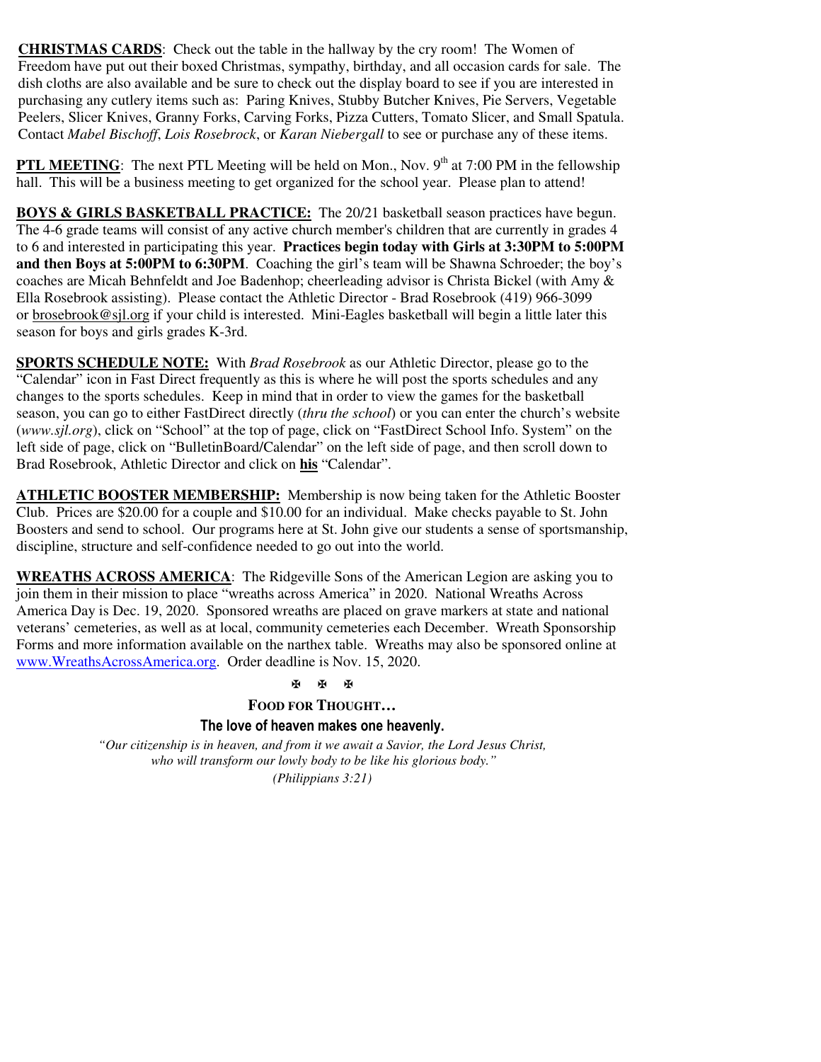**CHRISTMAS CARDS**: Check out the table in the hallway by the cry room! The Women of Freedom have put out their boxed Christmas, sympathy, birthday, and all occasion cards for sale. The dish cloths are also available and be sure to check out the display board to see if you are interested in purchasing any cutlery items such as: Paring Knives, Stubby Butcher Knives, Pie Servers, Vegetable Peelers, Slicer Knives, Granny Forks, Carving Forks, Pizza Cutters, Tomato Slicer, and Small Spatula. Contact *Mabel Bischoff*, *Lois Rosebrock*, or *Karan Niebergall* to see or purchase any of these items.

**PTL MEETING**: The next PTL Meeting will be held on Mon., Nov. 9th at 7:00 PM in the fellowship hall. This will be a business meeting to get organized for the school year. Please plan to attend!

**BOYS & GIRLS BASKETBALL PRACTICE:** The 20/21 basketball season practices have begun. The 4-6 grade teams will consist of any active church member's children that are currently in grades 4 to 6 and interested in participating this year. **Practices begin today with Girls at 3:30PM to 5:00PM and then Boys at 5:00PM to 6:30PM**. Coaching the girl's team will be Shawna Schroeder; the boy's coaches are Micah Behnfeldt and Joe Badenhop; cheerleading advisor is Christa Bickel (with Amy & Ella Rosebrook assisting). Please contact the Athletic Director - Brad Rosebrook (419) 966-3099 or brosebrook@sjl.org if your child is interested. Mini-Eagles basketball will begin a little later this season for boys and girls grades K-3rd.

**SPORTS SCHEDULE NOTE:** With *Brad Rosebrook* as our Athletic Director, please go to the "Calendar" icon in Fast Direct frequently as this is where he will post the sports schedules and any changes to the sports schedules. Keep in mind that in order to view the games for the basketball season, you can go to either FastDirect directly (*thru the school*) or you can enter the church's website (*www.sjl.org*), click on "School" at the top of page, click on "FastDirect School Info. System" on the left side of page, click on "BulletinBoard/Calendar" on the left side of page, and then scroll down to Brad Rosebrook, Athletic Director and click on **his** "Calendar".

**ATHLETIC BOOSTER MEMBERSHIP:** Membership is now being taken for the Athletic Booster Club. Prices are $20.00 for a couple and $10.00 for an individual. Make checks payable to St. John Boosters and send to school. Our programs here at St. John give our students a sense of sportsmanship, discipline, structure and self-confidence needed to go out into the world.

**WREATHS ACROSS AMERICA**: The Ridgeville Sons of the American Legion are asking you to join them in their mission to place "wreaths across America" in 2020. National Wreaths Across America Day is Dec. 19, 2020. Sponsored wreaths are placed on grave markers at state and national veterans' cemeteries, as well as at local, community cemeteries each December. Wreath Sponsorship Forms and more information available on the narthex table. Wreaths may also be sponsored online at www.WreathsAcrossAmerica.org. Order deadline is Nov. 15, 2020.

✠ ✠ ✠

**FOOD FOR THOUGHT…**

**The love of heaven makes one heavenly.**

*"Our citizenship is in heaven, and from it we await a Savior, the Lord Jesus Christ, who will transform our lowly body to be like his glorious body."*
*(Philippians 3:21)*